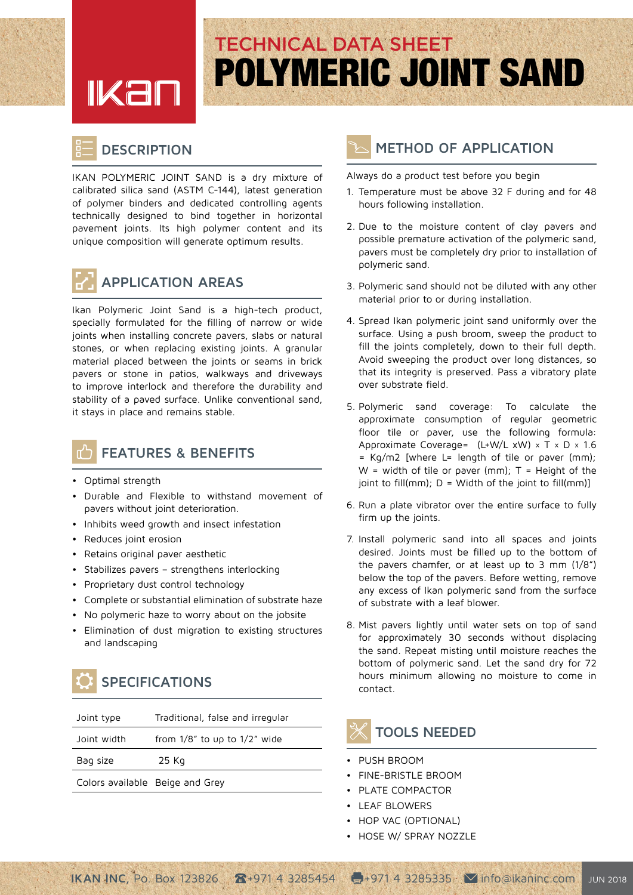IKAN

# TECHNICAL DATA SHEET
# POLYMERIC JOINT SAND

## DESCRIPTION

IKAN POLYMERIC JOINT SAND is a dry mixture of calibrated silica sand (ASTM C-144), latest generation of polymer binders and dedicated controlling agents technically designed to bind together in horizontal pavement joints. Its high polymer content and its unique composition will generate optimum results.

## APPLICATION AREAS

Ikan Polymeric Joint Sand is a high-tech product, specially formulated for the filling of narrow or wide joints when installing concrete pavers, slabs or natural stones, or when replacing existing joints. A granular material placed between the joints or seams in brick pavers or stone in patios, walkways and driveways to improve interlock and therefore the durability and stability of a paved surface. Unlike conventional sand, it stays in place and remains stable.

## FEATURES & BENEFITS

- Optimal strength
- Durable and Flexible to withstand movement of pavers without joint deterioration.
- Inhibits weed growth and insect infestation
- Reduces joint erosion
- Retains original paver aesthetic
- Stabilizes pavers – strengthens interlocking
- Proprietary dust control technology
- Complete or substantial elimination of substrate haze
- No polymeric haze to worry about on the jobsite
- Elimination of dust migration to existing structures and landscaping

## SPECIFICATIONS

| | |
|---|---|
| Joint type | Traditional, false and irregular |
| Joint width | from 1/8" to up to 1/2" wide |
| Bag size | 25 Kg |
| Colors available | Beige and Grey |

## METHOD OF APPLICATION

Always do a product test before you begin

1. Temperature must be above 32 F during and for 48 hours following installation.
2. Due to the moisture content of clay pavers and possible premature activation of the polymeric sand, pavers must be completely dry prior to installation of polymeric sand.
3. Polymeric sand should not be diluted with any other material prior to or during installation.
4. Spread Ikan polymeric joint sand uniformly over the surface. Using a push broom, sweep the product to fill the joints completely, down to their full depth. Avoid sweeping the product over long distances, so that its integrity is preserved. Pass a vibratory plate over substrate field.
5. Polymeric sand coverage: To calculate the approximate consumption of regular geometric floor tile or paver, use the following formula: Approximate Coverage= $(L+W/L \times W) \times T \times D \times 1.6$ = Kg/m2 [where L= length of tile or paver (mm); W = width of tile or paver (mm); T = Height of the joint to fill(mm); D = Width of the joint to fill(mm)]
6. Run a plate vibrator over the entire surface to fully firm up the joints.
7. Install polymeric sand into all spaces and joints desired. Joints must be filled up to the bottom of the pavers chamfer, or at least up to 3 mm (1/8") below the top of the pavers. Before wetting, remove any excess of Ikan polymeric sand from the surface of substrate with a leaf blower.
8. Mist pavers lightly until water sets on top of sand for approximately 30 seconds without displacing the sand. Repeat misting until moisture reaches the bottom of polymeric sand. Let the sand dry for 72 hours minimum allowing no moisture to come in contact.

## TOOLS NEEDED

- PUSH BROOM
- FINE-BRISTLE BROOM
- PLATE COMPACTOR
- LEAF BLOWERS
- HOP VAC (OPTIONAL)
- HOSE W/ SPRAY NOZZLE

IKAN INC, Po. Box 123826 ☎+971 4 3285454 +971 4 3285335 ✉ info@ikaninc.com JUN 2018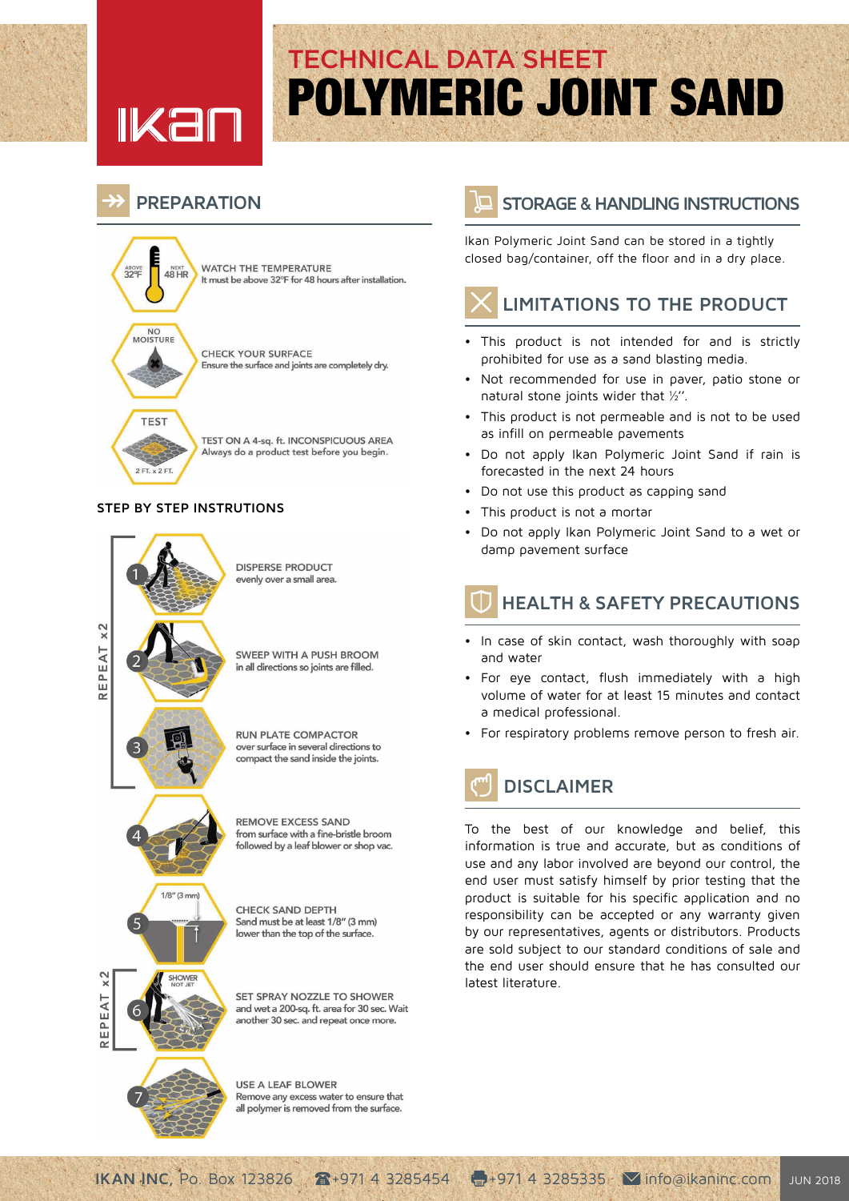# TECHNICAL DATA SHEET

# POLYMERIC JOINT SAND

## PREPARATION

ABOVE 32°F — NEXT 48 HR

**WATCH THE TEMPERATURE**
It must be above 32°F for 48 hours after installation.

NO MOISTURE

**CHECK YOUR SURFACE**
Ensure the surface and joints are completely dry.

TEST — 2 FT. x 2 FT.

**TEST ON A 4-sq. ft. INCONSPICUOUS AREA**
Always do a product test before you begin.

### STEP BY STEP INSTRUTIONS

REPEAT x2 (steps 1–3)

1. **DISPERSE PRODUCT**
   evenly over a small area.
2. **SWEEP WITH A PUSH BROOM**
   in all directions so joints are filled.
3. **RUN PLATE COMPACTOR**
   over surface in several directions to compact the sand inside the joints.
4. **REMOVE EXCESS SAND**
   from surface with a fine-bristle broom followed by a leaf blower or shop vac.
5. **CHECK SAND DEPTH** (1/8" (3 mm))
   Sand must be at least 1/8" (3 mm) lower than the top of the surface.

REPEAT x2 (step 6)

6. **SET SPRAY NOZZLE TO SHOWER** (SHOWER NOT JET)
   and wet a 200-sq. ft. area for 30 sec. Wait another 30 sec. and repeat once more.
7. **USE A LEAF BLOWER**
   Remove any excess water to ensure that all polymer is removed from the surface.

## STORAGE & HANDLING INSTRUCTIONS

Ikan Polymeric Joint Sand can be stored in a tightly closed bag/container, off the floor and in a dry place.

## LIMITATIONS TO THE PRODUCT

- This product is not intended for and is strictly prohibited for use as a sand blasting media.
- Not recommended for use in paver, patio stone or natural stone joints wider that ½''.
- This product is not permeable and is not to be used as infill on permeable pavements
- Do not apply Ikan Polymeric Joint Sand if rain is forecasted in the next 24 hours
- Do not use this product as capping sand
- This product is not a mortar
- Do not apply Ikan Polymeric Joint Sand to a wet or damp pavement surface

## HEALTH & SAFETY PRECAUTIONS

- In case of skin contact, wash thoroughly with soap and water
- For eye contact, flush immediately with a high volume of water for at least 15 minutes and contact a medical professional.
- For respiratory problems remove person to fresh air.

## DISCLAIMER

To the best of our knowledge and belief, this information is true and accurate, but as conditions of use and any labor involved are beyond our control, the end user must satisfy himself by prior testing that the product is suitable for his specific application and no responsibility can be accepted or any warranty given by our representatives, agents or distributors. Products are sold subject to our standard conditions of sale and the end user should ensure that he has consulted our latest literature.

IKAN INC, Po. Box 123826 ☎+971 4 3285454 +971 4 3285335 ✉ info@ikaninc.com JUN 2018